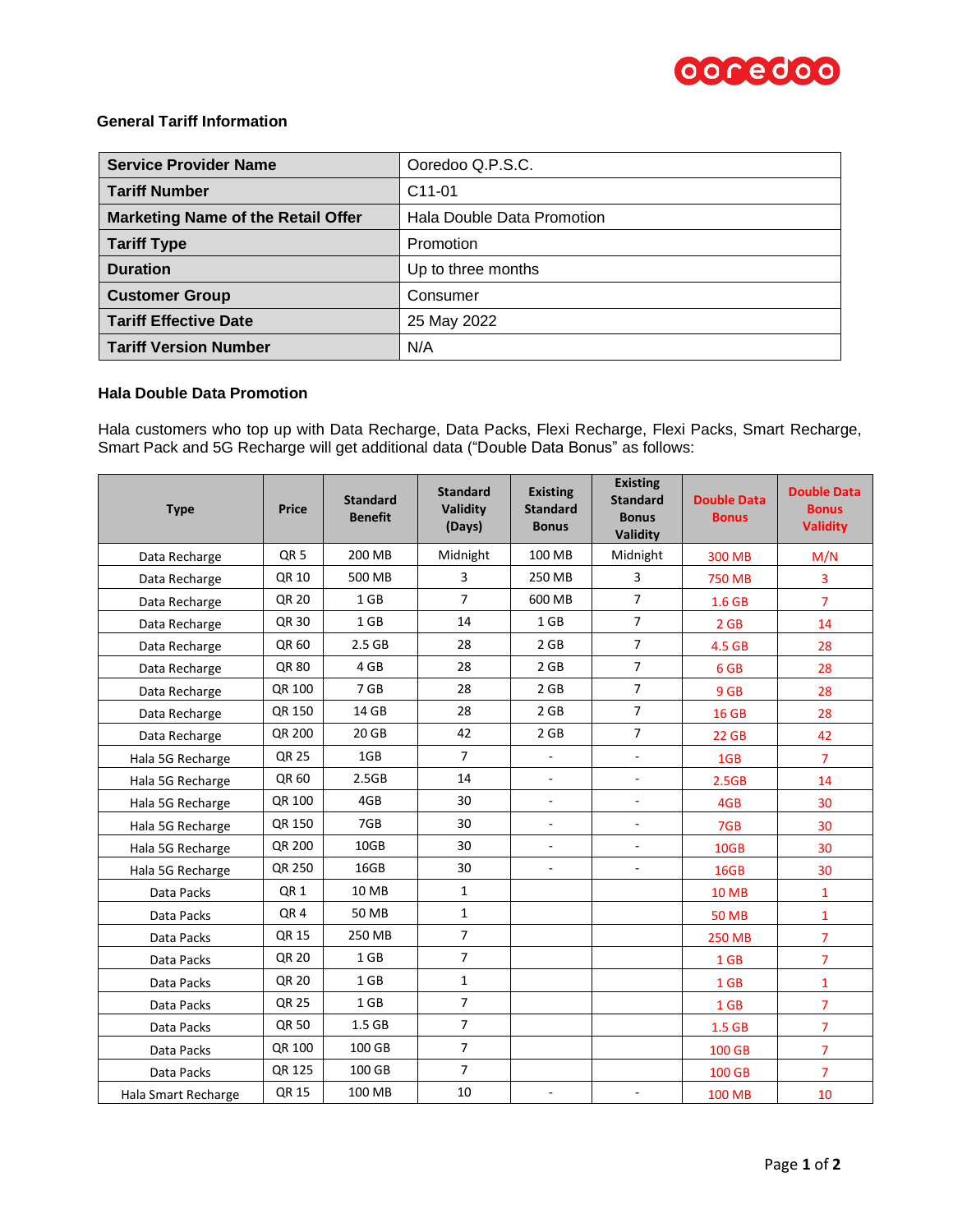### General Tariff Information

| Service Provider Name | Ooredoo Q.P.S.C. |
|---|---|
| Tariff Number | C11-01 |
| Marketing Name of the Retail Offer | Hala Double Data Promotion |
| Tariff Type | Promotion |
| Duration | Up to three months |
| Customer Group | Consumer |
| Tariff Effective Date | 25 May 2022 |
| Tariff Version Number | N/A |

### Hala Double Data Promotion

Hala customers who top up with Data Recharge, Data Packs, Flexi Recharge, Flexi Packs, Smart Recharge, Smart Pack and 5G Recharge will get additional data ("Double Data Bonus" as follows:

| Type | Price | Standard Benefit | Standard Validity (Days) | Existing Standard Bonus | Existing Standard Bonus Validity | Double Data Bonus | Double Data Bonus Validity |
|---|---|---|---|---|---|---|---|
| Data Recharge | QR 5 | 200 MB | Midnight | 100 MB | Midnight | 300 MB | M/N |
| Data Recharge | QR 10 | 500 MB | 3 | 250 MB | 3 | 750 MB | 3 |
| Data Recharge | QR 20 | 1 GB | 7 | 600 MB | 7 | 1.6 GB | 7 |
| Data Recharge | QR 30 | 1 GB | 14 | 1 GB | 7 | 2 GB | 14 |
| Data Recharge | QR 60 | 2.5 GB | 28 | 2 GB | 7 | 4.5 GB | 28 |
| Data Recharge | QR 80 | 4 GB | 28 | 2 GB | 7 | 6 GB | 28 |
| Data Recharge | QR 100 | 7 GB | 28 | 2 GB | 7 | 9 GB | 28 |
| Data Recharge | QR 150 | 14 GB | 28 | 2 GB | 7 | 16 GB | 28 |
| Data Recharge | QR 200 | 20 GB | 42 | 2 GB | 7 | 22 GB | 42 |
| Hala 5G Recharge | QR 25 | 1GB | 7 | - | - | 1GB | 7 |
| Hala 5G Recharge | QR 60 | 2.5GB | 14 | - | - | 2.5GB | 14 |
| Hala 5G Recharge | QR 100 | 4GB | 30 | - | - | 4GB | 30 |
| Hala 5G Recharge | QR 150 | 7GB | 30 | - | - | 7GB | 30 |
| Hala 5G Recharge | QR 200 | 10GB | 30 | - | - | 10GB | 30 |
| Hala 5G Recharge | QR 250 | 16GB | 30 | - | - | 16GB | 30 |
| Data Packs | QR 1 | 10 MB | 1 | | | 10 MB | 1 |
| Data Packs | QR 4 | 50 MB | 1 | | | 50 MB | 1 |
| Data Packs | QR 15 | 250 MB | 7 | | | 250 MB | 7 |
| Data Packs | QR 20 | 1 GB | 7 | | | 1 GB | 7 |
| Data Packs | QR 20 | 1 GB | 1 | | | 1 GB | 1 |
| Data Packs | QR 25 | 1 GB | 7 | | | 1 GB | 7 |
| Data Packs | QR 50 | 1.5 GB | 7 | | | 1.5 GB | 7 |
| Data Packs | QR 100 | 100 GB | 7 | | | 100 GB | 7 |
| Data Packs | QR 125 | 100 GB | 7 | | | 100 GB | 7 |
| Hala Smart Recharge | QR 15 | 100 MB | 10 | - | - | 100 MB | 10 |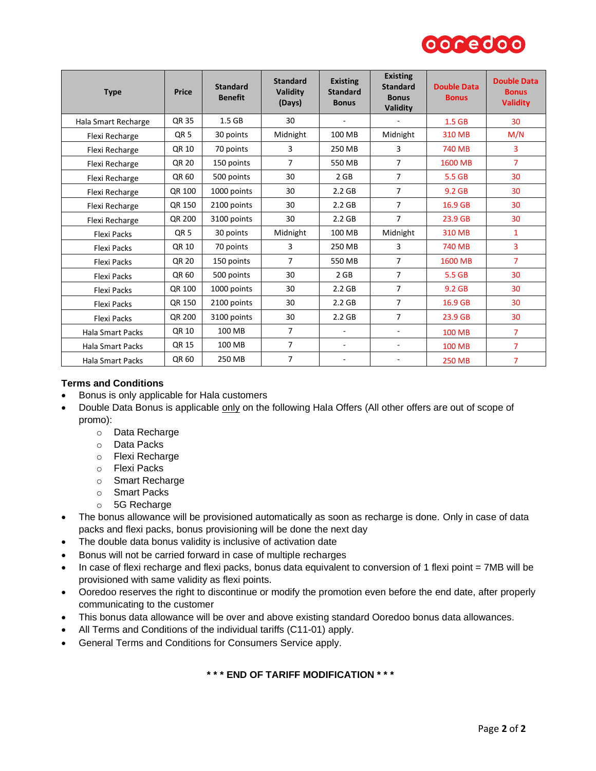| Type | Price | Standard Benefit | Standard Validity (Days) | Existing Standard Bonus | Existing Standard Bonus Validity | Double Data Bonus | Double Data Bonus Validity |
|---|---|---|---|---|---|---|---|
| Hala Smart Recharge | QR 35 | 1.5 GB | 30 | - | - | 1.5 GB | 30 |
| Flexi Recharge | QR 5 | 30 points | Midnight | 100 MB | Midnight | 310 MB | M/N |
| Flexi Recharge | QR 10 | 70 points | 3 | 250 MB | 3 | 740 MB | 3 |
| Flexi Recharge | QR 20 | 150 points | 7 | 550 MB | 7 | 1600 MB | 7 |
| Flexi Recharge | QR 60 | 500 points | 30 | 2 GB | 7 | 5.5 GB | 30 |
| Flexi Recharge | QR 100 | 1000 points | 30 | 2.2 GB | 7 | 9.2 GB | 30 |
| Flexi Recharge | QR 150 | 2100 points | 30 | 2.2 GB | 7 | 16.9 GB | 30 |
| Flexi Recharge | QR 200 | 3100 points | 30 | 2.2 GB | 7 | 23.9 GB | 30 |
| Flexi Packs | QR 5 | 30 points | Midnight | 100 MB | Midnight | 310 MB | 1 |
| Flexi Packs | QR 10 | 70 points | 3 | 250 MB | 3 | 740 MB | 3 |
| Flexi Packs | QR 20 | 150 points | 7 | 550 MB | 7 | 1600 MB | 7 |
| Flexi Packs | QR 60 | 500 points | 30 | 2 GB | 7 | 5.5 GB | 30 |
| Flexi Packs | QR 100 | 1000 points | 30 | 2.2 GB | 7 | 9.2 GB | 30 |
| Flexi Packs | QR 150 | 2100 points | 30 | 2.2 GB | 7 | 16.9 GB | 30 |
| Flexi Packs | QR 200 | 3100 points | 30 | 2.2 GB | 7 | 23.9 GB | 30 |
| Hala Smart Packs | QR 10 | 100 MB | 7 | - | - | 100 MB | 7 |
| Hala Smart Packs | QR 15 | 100 MB | 7 | - | - | 100 MB | 7 |
| Hala Smart Packs | QR 60 | 250 MB | 7 | - | - | 250 MB | 7 |

**Terms and Conditions**

- Bonus is only applicable for Hala customers
- Double Data Bonus is applicable only on the following Hala Offers (All other offers are out of scope of promo):
  - Data Recharge
  - Data Packs
  - Flexi Recharge
  - Flexi Packs
  - Smart Recharge
  - Smart Packs
  - 5G Recharge
- The bonus allowance will be provisioned automatically as soon as recharge is done. Only in case of data packs and flexi packs, bonus provisioning will be done the next day
- The double data bonus validity is inclusive of activation date
- Bonus will not be carried forward in case of multiple recharges
- In case of flexi recharge and flexi packs, bonus data equivalent to conversion of 1 flexi point = 7MB will be provisioned with same validity as flexi points.
- Ooredoo reserves the right to discontinue or modify the promotion even before the end date, after properly communicating to the customer
- This bonus data allowance will be over and above existing standard Ooredoo bonus data allowances.
- All Terms and Conditions of the individual tariffs (C11-01) apply.
- General Terms and Conditions for Consumers Service apply.

**\* \* \* END OF TARIFF MODIFICATION \* \* \***